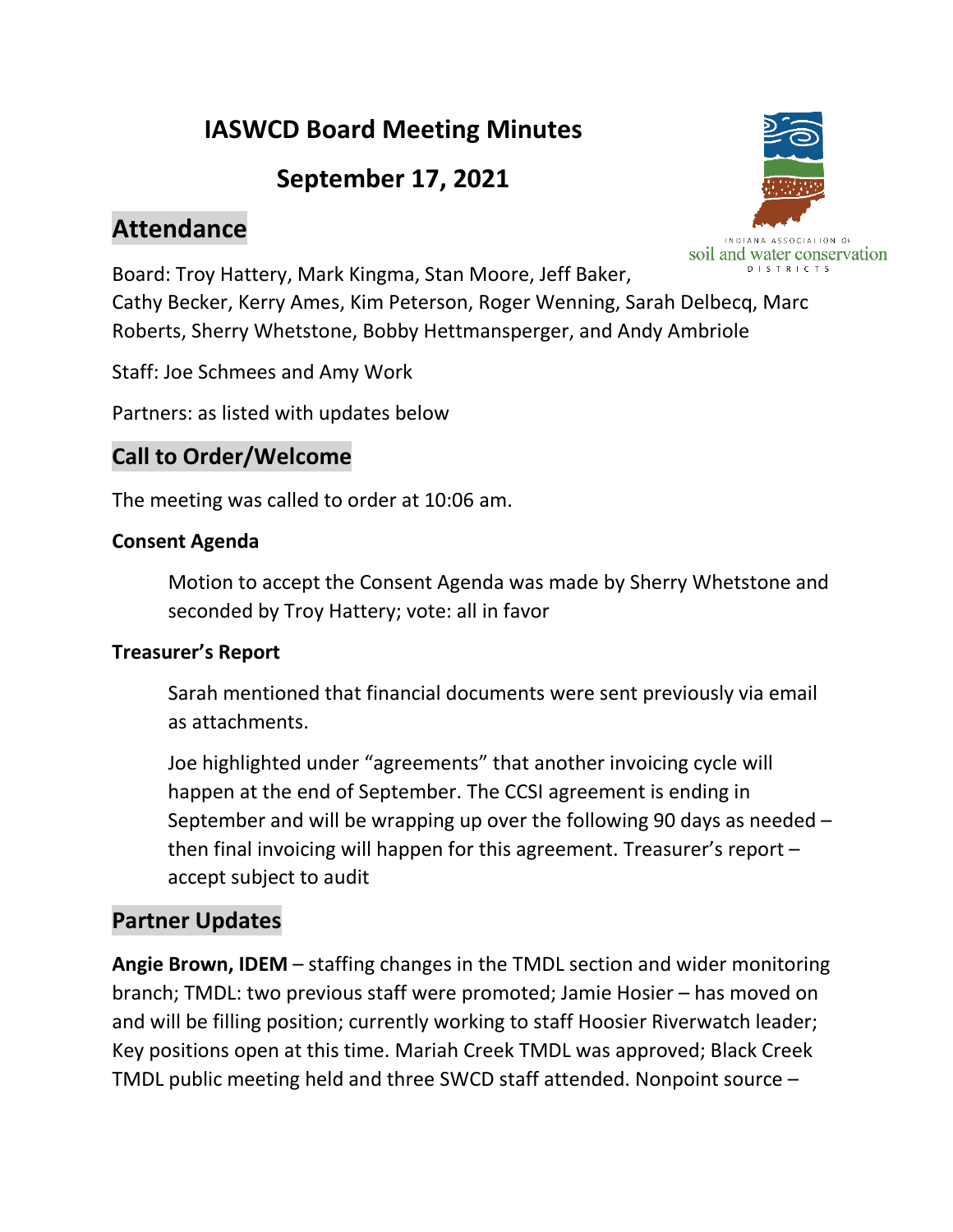# IASWCD Board Meeting Minutes

# September 17, 2021

## Attendance

Board: Troy Hattery, Mark Kingma, Stan Moore, Jeff Baker, Cathy Becker, Kerry Ames, Kim Peterson, Roger Wenning, Sarah Delbecq, Marc Roberts, Sherry Whetstone, Bobby Hettmansperger, and Andy Ambriole

Staff: Joe Schmees and Amy Work

Partners: as listed with updates below

## Call to Order/Welcome

The meeting was called to order at 10:06 am.

### Consent Agenda

Motion to accept the Consent Agenda was made by Sherry Whetstone and seconded by Troy Hattery; vote: all in favor

### Treasurer's Report

Sarah mentioned that financial documents were sent previously via email as attachments.

Joe highlighted under "agreements" that another invoicing cycle will happen at the end of September. The CCSI agreement is ending in September and will be wrapping up over the following 90 days as needed – then final invoicing will happen for this agreement. Treasurer's report – accept subject to audit

## Partner Updates

**Angie Brown, IDEM** – staffing changes in the TMDL section and wider monitoring branch; TMDL: two previous staff were promoted; Jamie Hosier – has moved on and will be filling position; currently working to staff Hoosier Riverwatch leader; Key positions open at this time. Mariah Creek TMDL was approved; Black Creek TMDL public meeting held and three SWCD staff attended. Nonpoint source –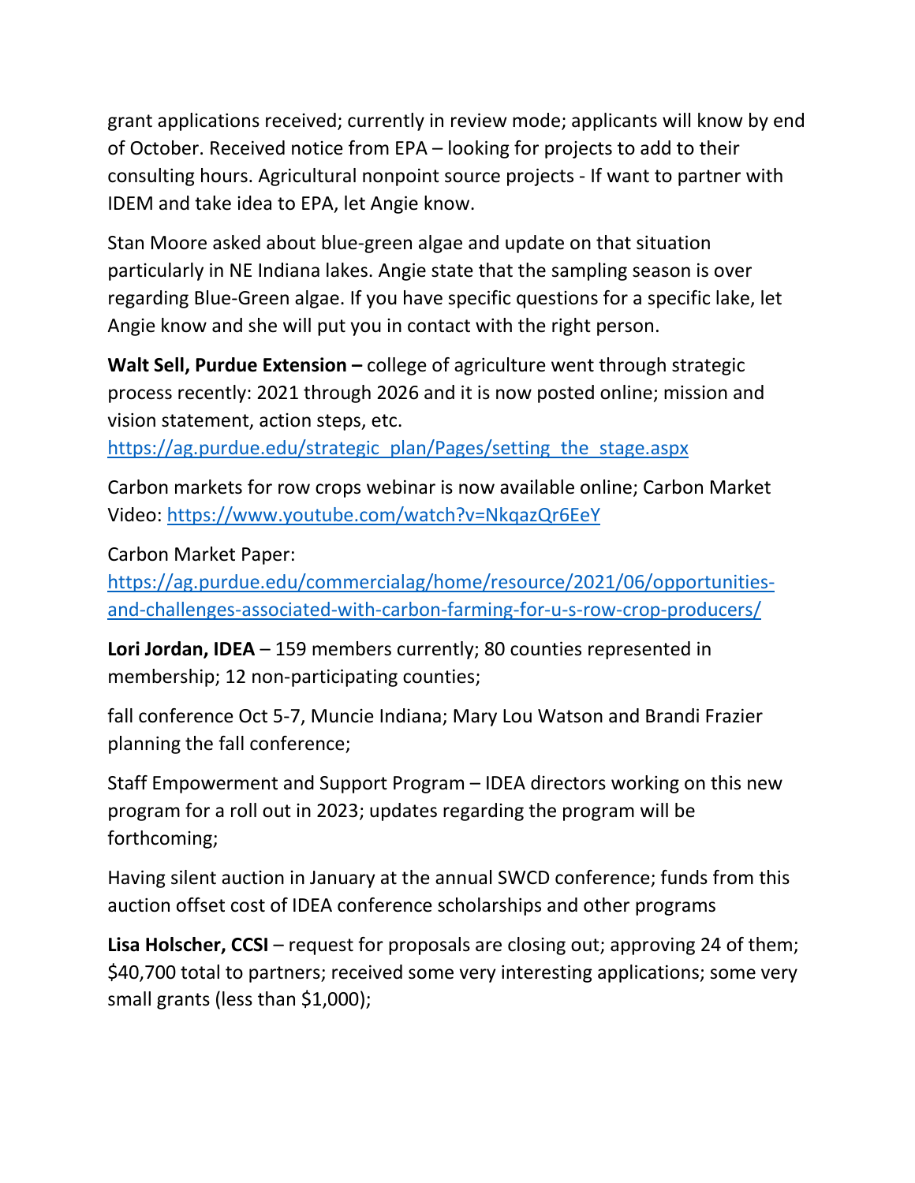grant applications received; currently in review mode; applicants will know by end of October. Received notice from EPA – looking for projects to add to their consulting hours. Agricultural nonpoint source projects - If want to partner with IDEM and take idea to EPA, let Angie know.

Stan Moore asked about blue-green algae and update on that situation particularly in NE Indiana lakes. Angie state that the sampling season is over regarding Blue-Green algae. If you have specific questions for a specific lake, let Angie know and she will put you in contact with the right person.

**Walt Sell, Purdue Extension –** college of agriculture went through strategic process recently: 2021 through 2026 and it is now posted online; mission and vision statement, action steps, etc. [https://ag.purdue.edu/strategic_plan/Pages/setting_the_stage.aspx](https://ag.purdue.edu/strategic_plan/Pages/setting_the_stage.aspx)

Carbon markets for row crops webinar is now available online; Carbon Market Video: [https://www.youtube.com/watch?v=NkqazQr6EeY](https://www.youtube.com/watch?v=NkqazQr6EeY)

Carbon Market Paper: [https://ag.purdue.edu/commercialag/home/resource/2021/06/opportunities-and-challenges-associated-with-carbon-farming-for-u-s-row-crop-producers/](https://ag.purdue.edu/commercialag/home/resource/2021/06/opportunities-and-challenges-associated-with-carbon-farming-for-u-s-row-crop-producers/)

**Lori Jordan, IDEA** – 159 members currently; 80 counties represented in membership; 12 non-participating counties;

fall conference Oct 5-7, Muncie Indiana; Mary Lou Watson and Brandi Frazier planning the fall conference;

Staff Empowerment and Support Program – IDEA directors working on this new program for a roll out in 2023; updates regarding the program will be forthcoming;

Having silent auction in January at the annual SWCD conference; funds from this auction offset cost of IDEA conference scholarships and other programs

**Lisa Holscher, CCSI** – request for proposals are closing out; approving 24 of them; $40,700 total to partners; received some very interesting applications; some very small grants (less than $1,000);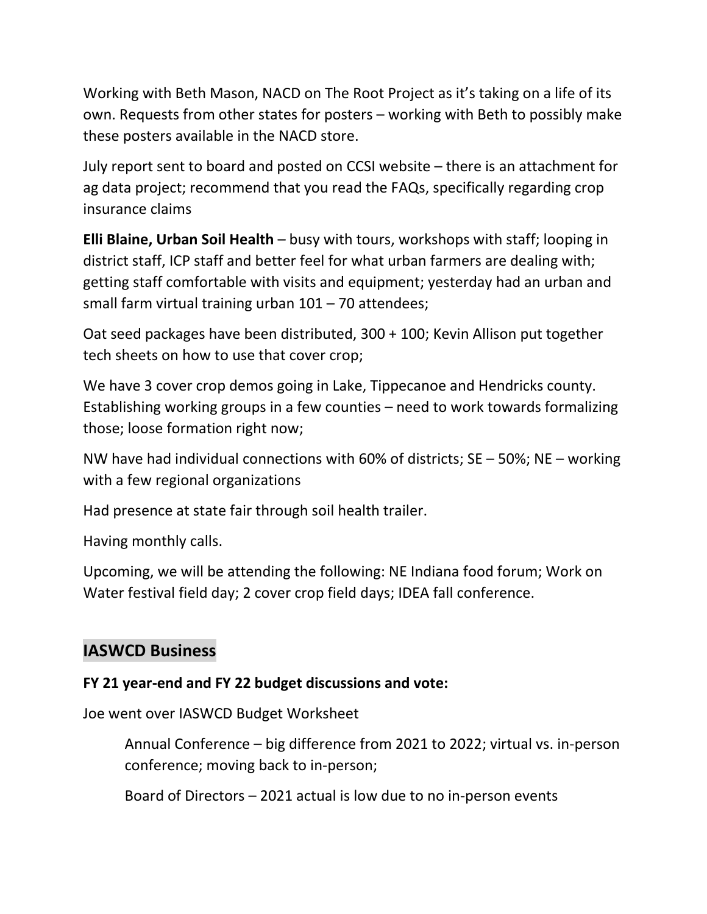Working with Beth Mason, NACD on The Root Project as it's taking on a life of its own. Requests from other states for posters – working with Beth to possibly make these posters available in the NACD store.

July report sent to board and posted on CCSI website – there is an attachment for ag data project; recommend that you read the FAQs, specifically regarding crop insurance claims

**Elli Blaine, Urban Soil Health** – busy with tours, workshops with staff; looping in district staff, ICP staff and better feel for what urban farmers are dealing with; getting staff comfortable with visits and equipment; yesterday had an urban and small farm virtual training urban 101 – 70 attendees;

Oat seed packages have been distributed, 300 + 100; Kevin Allison put together tech sheets on how to use that cover crop;

We have 3 cover crop demos going in Lake, Tippecanoe and Hendricks county. Establishing working groups in a few counties – need to work towards formalizing those; loose formation right now;

NW have had individual connections with 60% of districts; SE – 50%; NE – working with a few regional organizations

Had presence at state fair through soil health trailer.

Having monthly calls.

Upcoming, we will be attending the following: NE Indiana food forum; Work on Water festival field day; 2 cover crop field days; IDEA fall conference.

## IASWCD Business

**FY 21 year-end and FY 22 budget discussions and vote:**

Joe went over IASWCD Budget Worksheet

> Annual Conference – big difference from 2021 to 2022; virtual vs. in-person conference; moving back to in-person;
>
> Board of Directors – 2021 actual is low due to no in-person events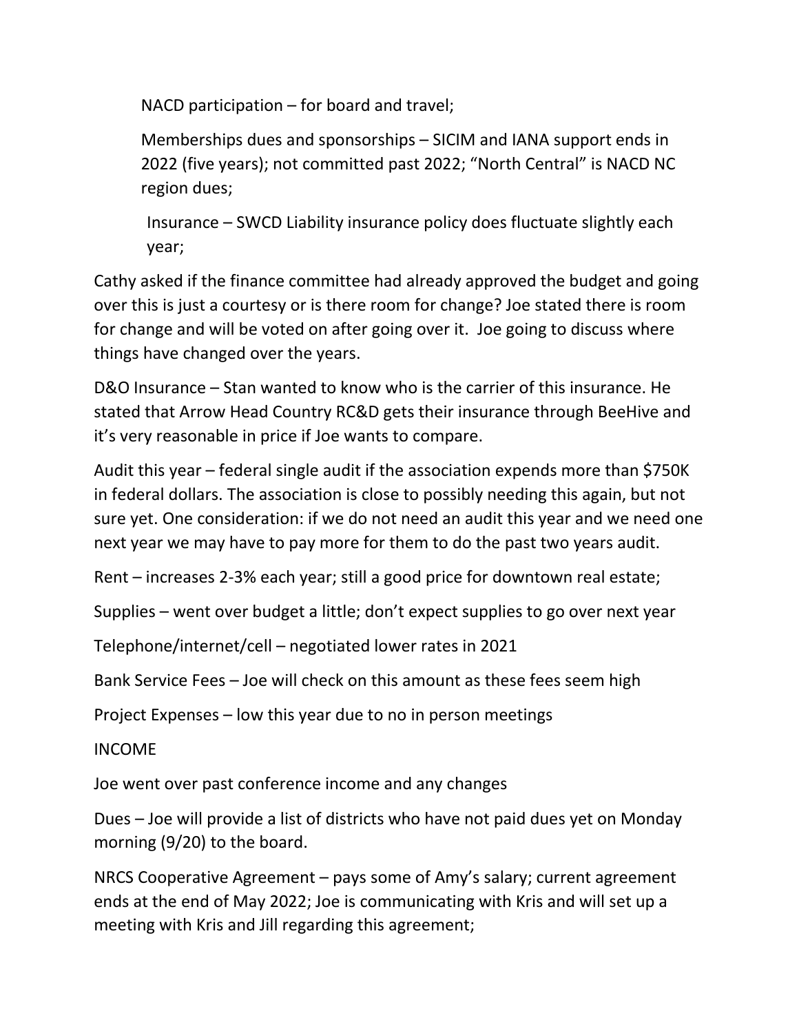NACD participation – for board and travel;

Memberships dues and sponsorships – SICIM and IANA support ends in 2022 (five years); not committed past 2022; "North Central" is NACD NC region dues;

Insurance – SWCD Liability insurance policy does fluctuate slightly each year;

Cathy asked if the finance committee had already approved the budget and going over this is just a courtesy or is there room for change? Joe stated there is room for change and will be voted on after going over it. Joe going to discuss where things have changed over the years.

D&O Insurance – Stan wanted to know who is the carrier of this insurance. He stated that Arrow Head Country RC&D gets their insurance through BeeHive and it's very reasonable in price if Joe wants to compare.

Audit this year – federal single audit if the association expends more than $750K in federal dollars. The association is close to possibly needing this again, but not sure yet. One consideration: if we do not need an audit this year and we need one next year we may have to pay more for them to do the past two years audit.

Rent – increases 2-3% each year; still a good price for downtown real estate;

Supplies – went over budget a little; don't expect supplies to go over next year

Telephone/internet/cell – negotiated lower rates in 2021

Bank Service Fees – Joe will check on this amount as these fees seem high

Project Expenses – low this year due to no in person meetings

INCOME

Joe went over past conference income and any changes

Dues – Joe will provide a list of districts who have not paid dues yet on Monday morning (9/20) to the board.

NRCS Cooperative Agreement – pays some of Amy's salary; current agreement ends at the end of May 2022; Joe is communicating with Kris and will set up a meeting with Kris and Jill regarding this agreement;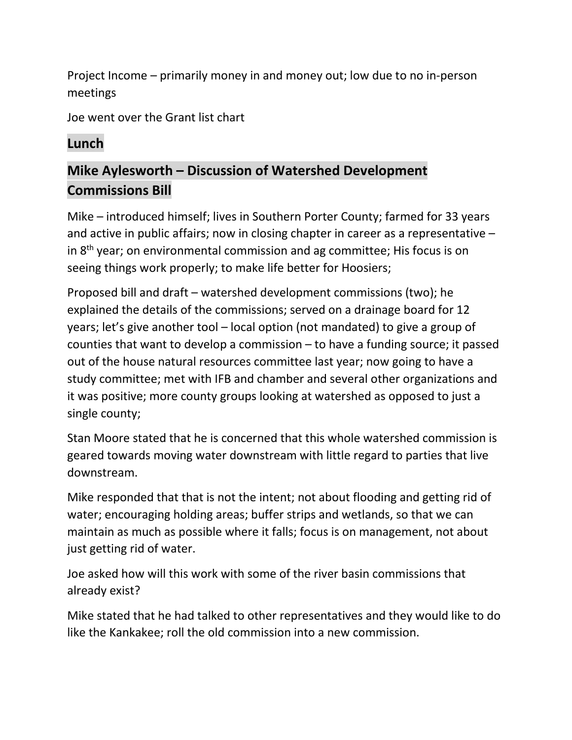Project Income – primarily money in and money out; low due to no in-person meetings

Joe went over the Grant list chart

## Lunch

## Mike Aylesworth – Discussion of Watershed Development Commissions Bill

Mike – introduced himself; lives in Southern Porter County; farmed for 33 years and active in public affairs; now in closing chapter in career as a representative – in 8th year; on environmental commission and ag committee; His focus is on seeing things work properly; to make life better for Hoosiers;

Proposed bill and draft – watershed development commissions (two); he explained the details of the commissions; served on a drainage board for 12 years; let's give another tool – local option (not mandated) to give a group of counties that want to develop a commission – to have a funding source; it passed out of the house natural resources committee last year; now going to have a study committee; met with IFB and chamber and several other organizations and it was positive; more county groups looking at watershed as opposed to just a single county;

Stan Moore stated that he is concerned that this whole watershed commission is geared towards moving water downstream with little regard to parties that live downstream.

Mike responded that that is not the intent; not about flooding and getting rid of water; encouraging holding areas; buffer strips and wetlands, so that we can maintain as much as possible where it falls; focus is on management, not about just getting rid of water.

Joe asked how will this work with some of the river basin commissions that already exist?

Mike stated that he had talked to other representatives and they would like to do like the Kankakee; roll the old commission into a new commission.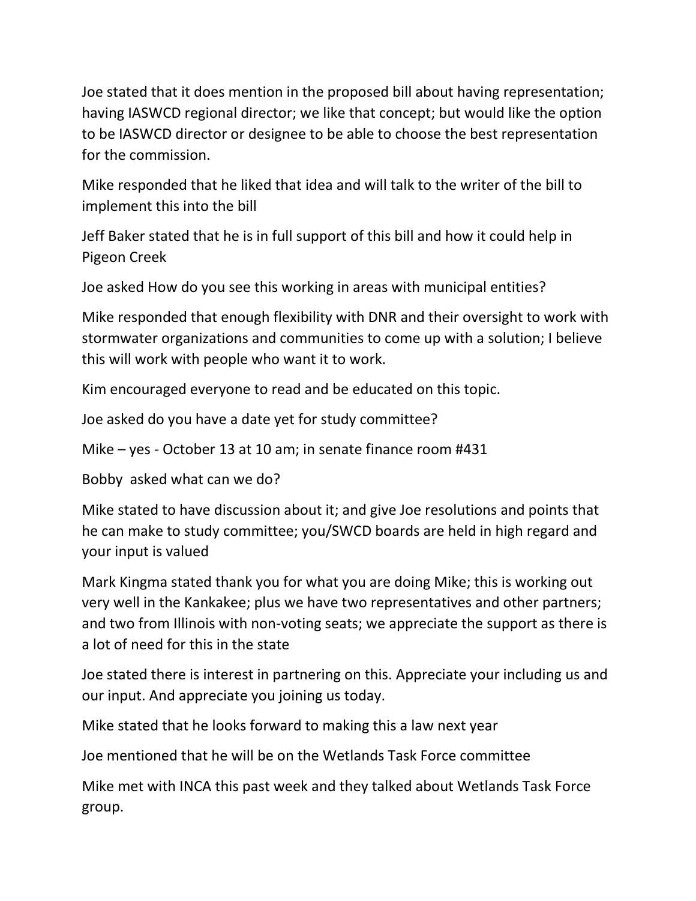Joe stated that it does mention in the proposed bill about having representation; having IASWCD regional director; we like that concept; but would like the option to be IASWCD director or designee to be able to choose the best representation for the commission.

Mike responded that he liked that idea and will talk to the writer of the bill to implement this into the bill

Jeff Baker stated that he is in full support of this bill and how it could help in Pigeon Creek

Joe asked How do you see this working in areas with municipal entities?

Mike responded that enough flexibility with DNR and their oversight to work with stormwater organizations and communities to come up with a solution; I believe this will work with people who want it to work.

Kim encouraged everyone to read and be educated on this topic.

Joe asked do you have a date yet for study committee?

Mike – yes - October 13 at 10 am; in senate finance room #431

Bobby asked what can we do?

Mike stated to have discussion about it; and give Joe resolutions and points that he can make to study committee; you/SWCD boards are held in high regard and your input is valued

Mark Kingma stated thank you for what you are doing Mike; this is working out very well in the Kankakee; plus we have two representatives and other partners; and two from Illinois with non-voting seats; we appreciate the support as there is a lot of need for this in the state

Joe stated there is interest in partnering on this. Appreciate your including us and our input. And appreciate you joining us today.

Mike stated that he looks forward to making this a law next year

Joe mentioned that he will be on the Wetlands Task Force committee

Mike met with INCA this past week and they talked about Wetlands Task Force group.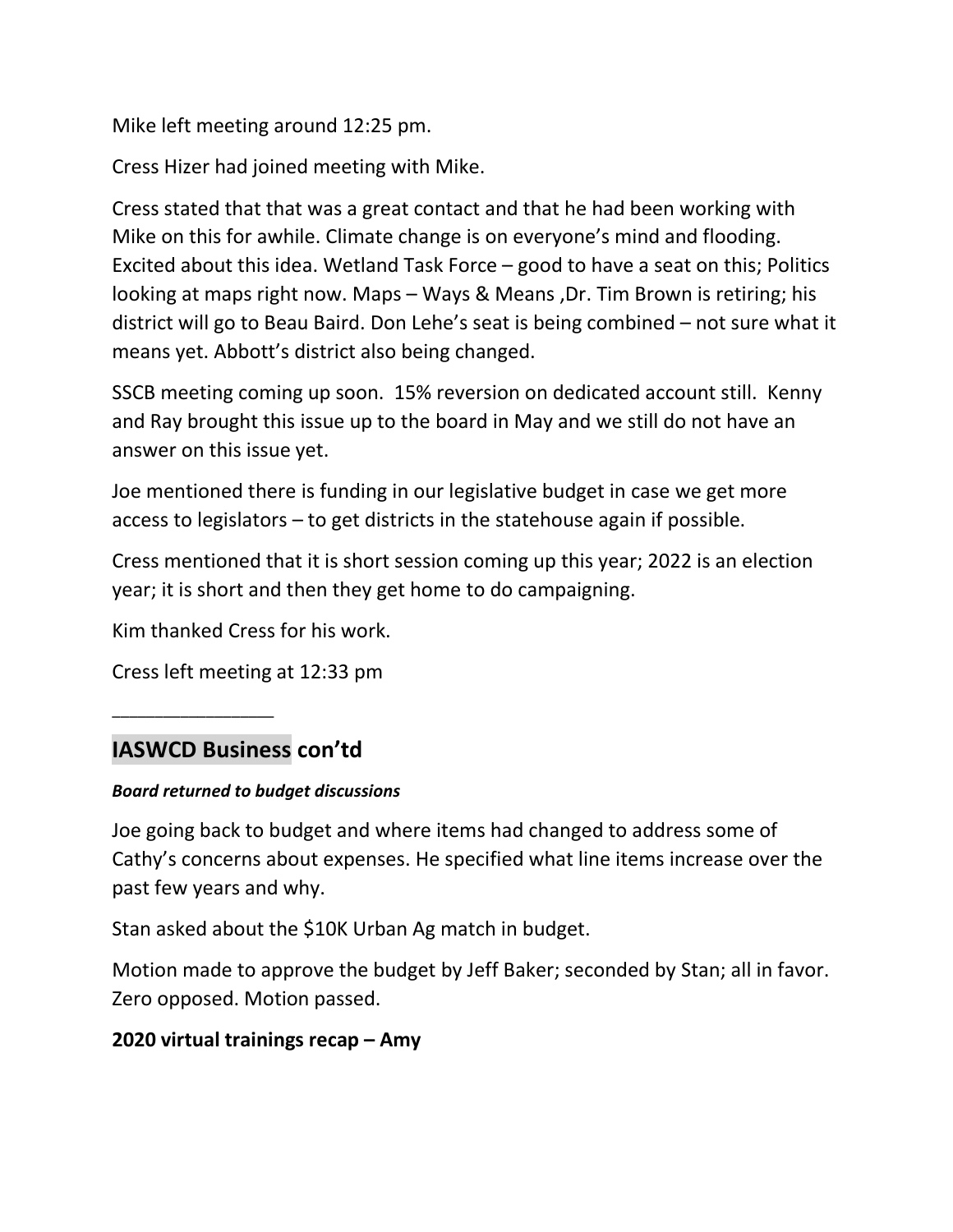Mike left meeting around 12:25 pm.

Cress Hizer had joined meeting with Mike.

Cress stated that that was a great contact and that he had been working with Mike on this for awhile. Climate change is on everyone's mind and flooding. Excited about this idea. Wetland Task Force – good to have a seat on this; Politics looking at maps right now. Maps – Ways & Means ,Dr. Tim Brown is retiring; his district will go to Beau Baird. Don Lehe's seat is being combined – not sure what it means yet. Abbott's district also being changed.

SSCB meeting coming up soon. 15% reversion on dedicated account still. Kenny and Ray brought this issue up to the board in May and we still do not have an answer on this issue yet.

Joe mentioned there is funding in our legislative budget in case we get more access to legislators – to get districts in the statehouse again if possible.

Cress mentioned that it is short session coming up this year; 2022 is an election year; it is short and then they get home to do campaigning.

Kim thanked Cress for his work.

Cress left meeting at 12:33 pm

_______________

## IASWCD Business con'td

***Board returned to budget discussions***

Joe going back to budget and where items had changed to address some of Cathy's concerns about expenses. He specified what line items increase over the past few years and why.

Stan asked about the $10K Urban Ag match in budget.

Motion made to approve the budget by Jeff Baker; seconded by Stan; all in favor. Zero opposed. Motion passed.

**2020 virtual trainings recap – Amy**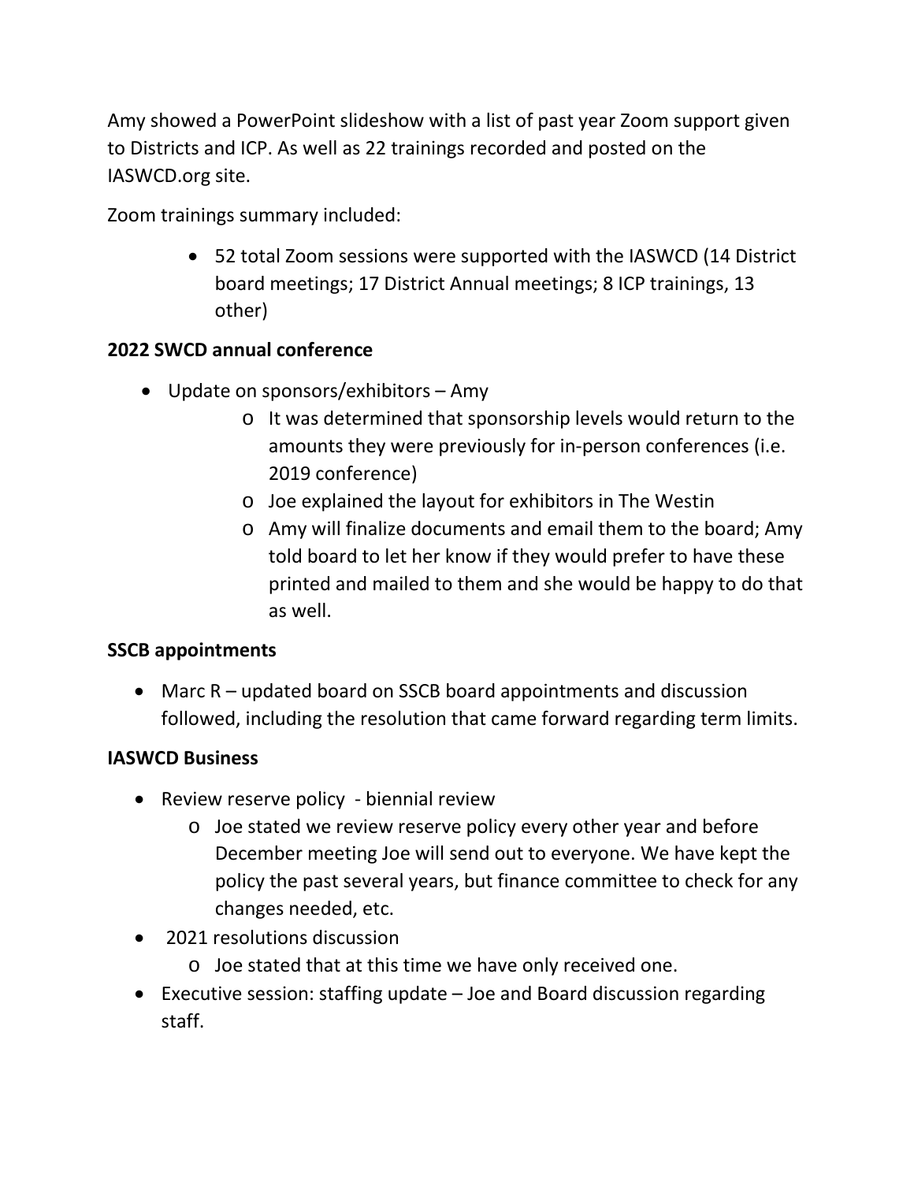Amy showed a PowerPoint slideshow with a list of past year Zoom support given to Districts and ICP. As well as 22 trainings recorded and posted on the IASWCD.org site.

Zoom trainings summary included:

- 52 total Zoom sessions were supported with the IASWCD (14 District board meetings; 17 District Annual meetings; 8 ICP trainings, 13 other)

**2022 SWCD annual conference**

- Update on sponsors/exhibitors – Amy
    - It was determined that sponsorship levels would return to the amounts they were previously for in-person conferences (i.e. 2019 conference)
    - Joe explained the layout for exhibitors in The Westin
    - Amy will finalize documents and email them to the board; Amy told board to let her know if they would prefer to have these printed and mailed to them and she would be happy to do that as well.

**SSCB appointments**

- Marc R – updated board on SSCB board appointments and discussion followed, including the resolution that came forward regarding term limits.

**IASWCD Business**

- Review reserve policy - biennial review
    - Joe stated we review reserve policy every other year and before December meeting Joe will send out to everyone. We have kept the policy the past several years, but finance committee to check for any changes needed, etc.
- 2021 resolutions discussion
    - Joe stated that at this time we have only received one.
- Executive session: staffing update – Joe and Board discussion regarding staff.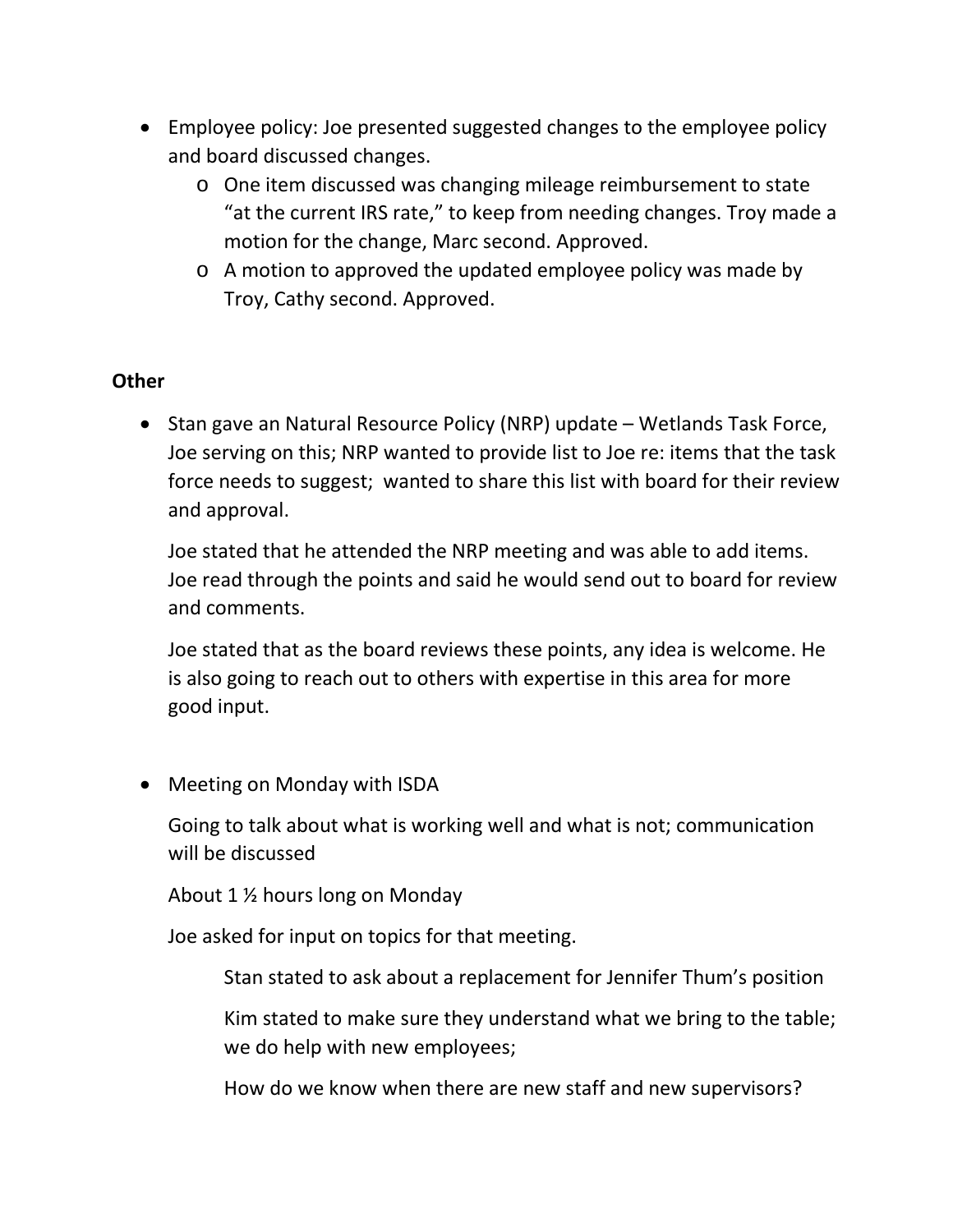- Employee policy: Joe presented suggested changes to the employee policy and board discussed changes.
  - One item discussed was changing mileage reimbursement to state "at the current IRS rate," to keep from needing changes. Troy made a motion for the change, Marc second. Approved.
  - A motion to approved the updated employee policy was made by Troy, Cathy second. Approved.

**Other**

- Stan gave an Natural Resource Policy (NRP) update – Wetlands Task Force, Joe serving on this; NRP wanted to provide list to Joe re: items that the task force needs to suggest; wanted to share this list with board for their review and approval.

  Joe stated that he attended the NRP meeting and was able to add items. Joe read through the points and said he would send out to board for review and comments.

  Joe stated that as the board reviews these points, any idea is welcome. He is also going to reach out to others with expertise in this area for more good input.

- Meeting on Monday with ISDA

  Going to talk about what is working well and what is not; communication will be discussed

  About 1 ½ hours long on Monday

  Joe asked for input on topics for that meeting.

  Stan stated to ask about a replacement for Jennifer Thum's position

  Kim stated to make sure they understand what we bring to the table; we do help with new employees;

  How do we know when there are new staff and new supervisors?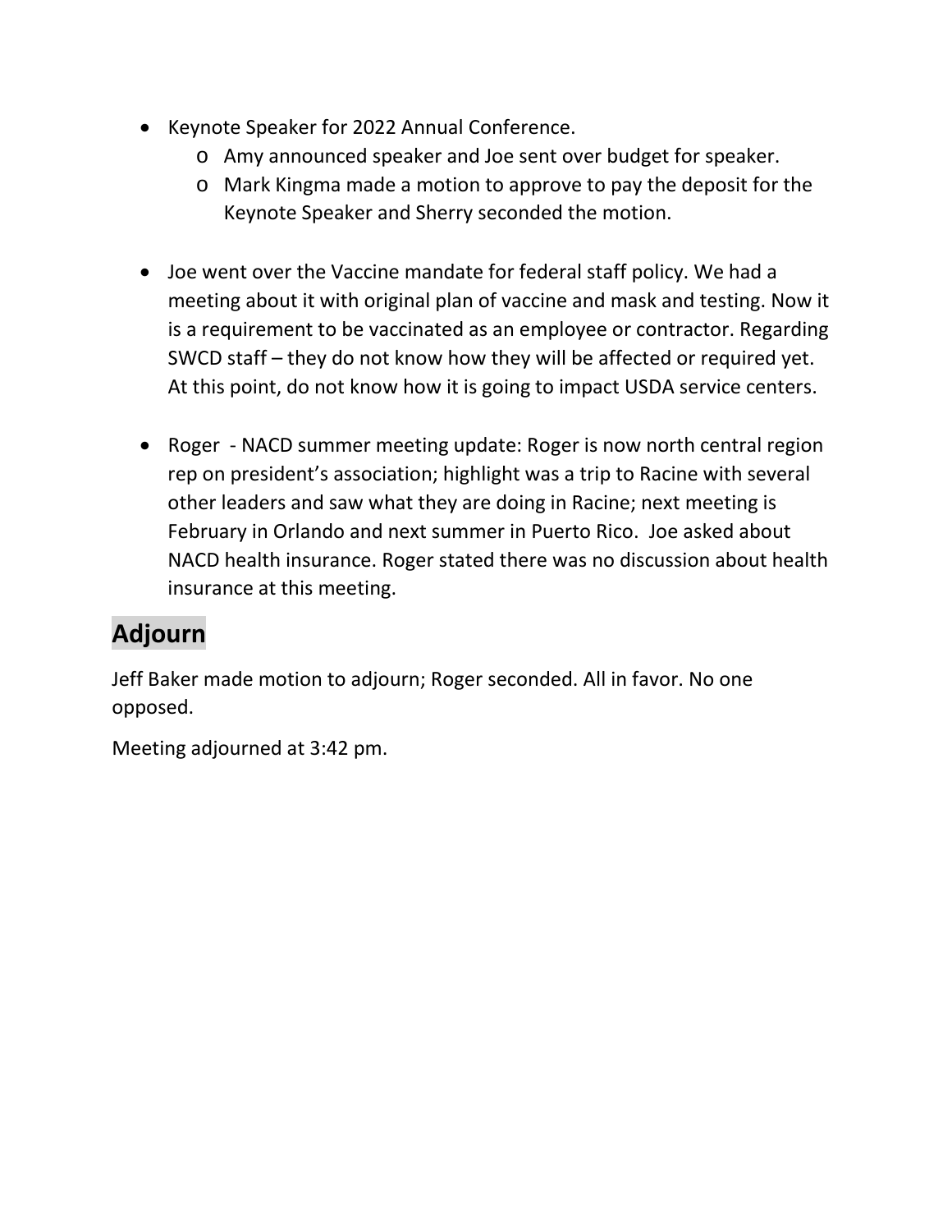- Keynote Speaker for 2022 Annual Conference.
  - Amy announced speaker and Joe sent over budget for speaker.
  - Mark Kingma made a motion to approve to pay the deposit for the Keynote Speaker and Sherry seconded the motion.

- Joe went over the Vaccine mandate for federal staff policy. We had a meeting about it with original plan of vaccine and mask and testing. Now it is a requirement to be vaccinated as an employee or contractor. Regarding SWCD staff – they do not know how they will be affected or required yet. At this point, do not know how it is going to impact USDA service centers.

- Roger - NACD summer meeting update: Roger is now north central region rep on president's association; highlight was a trip to Racine with several other leaders and saw what they are doing in Racine; next meeting is February in Orlando and next summer in Puerto Rico. Joe asked about NACD health insurance. Roger stated there was no discussion about health insurance at this meeting.

## Adjourn

Jeff Baker made motion to adjourn; Roger seconded. All in favor. No one opposed.

Meeting adjourned at 3:42 pm.